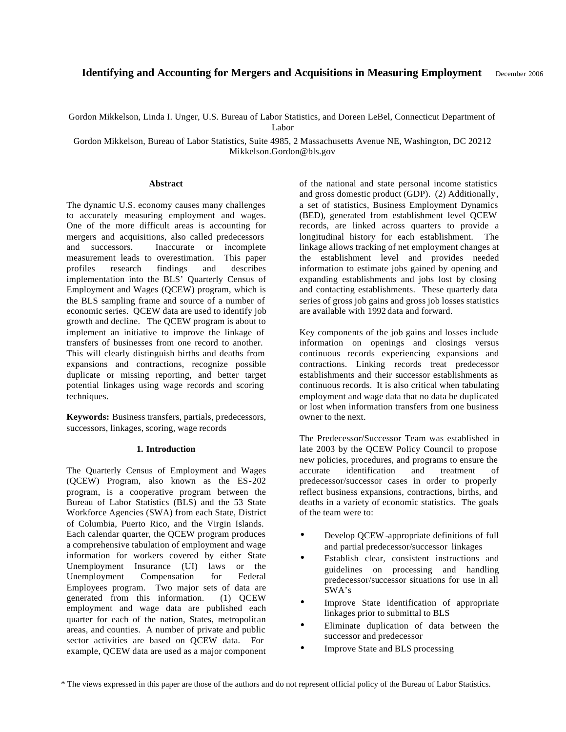# Identifying and Accounting for Mergers and Acquisitions in Measuring Employment

December 2006

Gordon Mikkelson, Linda I. Unger, U.S. Bureau of Labor Statistics, and Doreen LeBel, Connecticut Department of Labor

Gordon Mikkelson, Bureau of Labor Statistics, Suite 4985, 2 Massachusetts Avenue NE, Washington, DC 20212
Mikkelson.Gordon@bls.gov

### Abstract

The dynamic U.S. economy causes many challenges to accurately measuring employment and wages. One of the more difficult areas is accounting for mergers and acquisitions, also called predecessors and successors. Inaccurate or incomplete measurement leads to overestimation. This paper profiles research findings and describes implementation into the BLS' Quarterly Census of Employment and Wages (QCEW) program, which is the BLS sampling frame and source of a number of economic series. QCEW data are used to identify job growth and decline. The QCEW program is about to implement an initiative to improve the linkage of transfers of businesses from one record to another. This will clearly distinguish births and deaths from expansions and contractions, recognize possible duplicate or missing reporting, and better target potential linkages using wage records and scoring techniques.

**Keywords:** Business transfers, partials, predecessors, successors, linkages, scoring, wage records

### 1. Introduction

The Quarterly Census of Employment and Wages (QCEW) Program, also known as the ES-202 program, is a cooperative program between the Bureau of Labor Statistics (BLS) and the 53 State Workforce Agencies (SWA) from each State, District of Columbia, Puerto Rico, and the Virgin Islands. Each calendar quarter, the QCEW program produces a comprehensive tabulation of employment and wage information for workers covered by either State Unemployment Insurance (UI) laws or the Unemployment Compensation for Federal Employees program. Two major sets of data are generated from this information. (1) QCEW employment and wage data are published each quarter for each of the nation, States, metropolitan areas, and counties. A number of private and public sector activities are based on QCEW data. For example, QCEW data are used as a major component of the national and state personal income statistics and gross domestic product (GDP). (2) Additionally, a set of statistics, Business Employment Dynamics (BED), generated from establishment level QCEW records, are linked across quarters to provide a longitudinal history for each establishment. The linkage allows tracking of net employment changes at the establishment level and provides needed information to estimate jobs gained by opening and expanding establishments and jobs lost by closing and contacting establishments. These quarterly data series of gross job gains and gross job losses statistics are available with 1992 data and forward.

Key components of the job gains and losses include information on openings and closings versus continuous records experiencing expansions and contractions. Linking records treat predecessor establishments and their successor establishments as continuous records. It is also critical when tabulating employment and wage data that no data be duplicated or lost when information transfers from one business owner to the next.

The Predecessor/Successor Team was established in late 2003 by the QCEW Policy Council to propose new policies, procedures, and programs to ensure the accurate identification and treatment of predecessor/successor cases in order to properly reflect business expansions, contractions, births, and deaths in a variety of economic statistics. The goals of the team were to:

- Develop QCEW-appropriate definitions of full and partial predecessor/successor linkages
- Establish clear, consistent instructions and guidelines on processing and handling predecessor/successor situations for use in all SWA's
- Improve State identification of appropriate linkages prior to submittal to BLS
- Eliminate duplication of data between the successor and predecessor
- Improve State and BLS processing

\* The views expressed in this paper are those of the authors and do not represent official policy of the Bureau of Labor Statistics.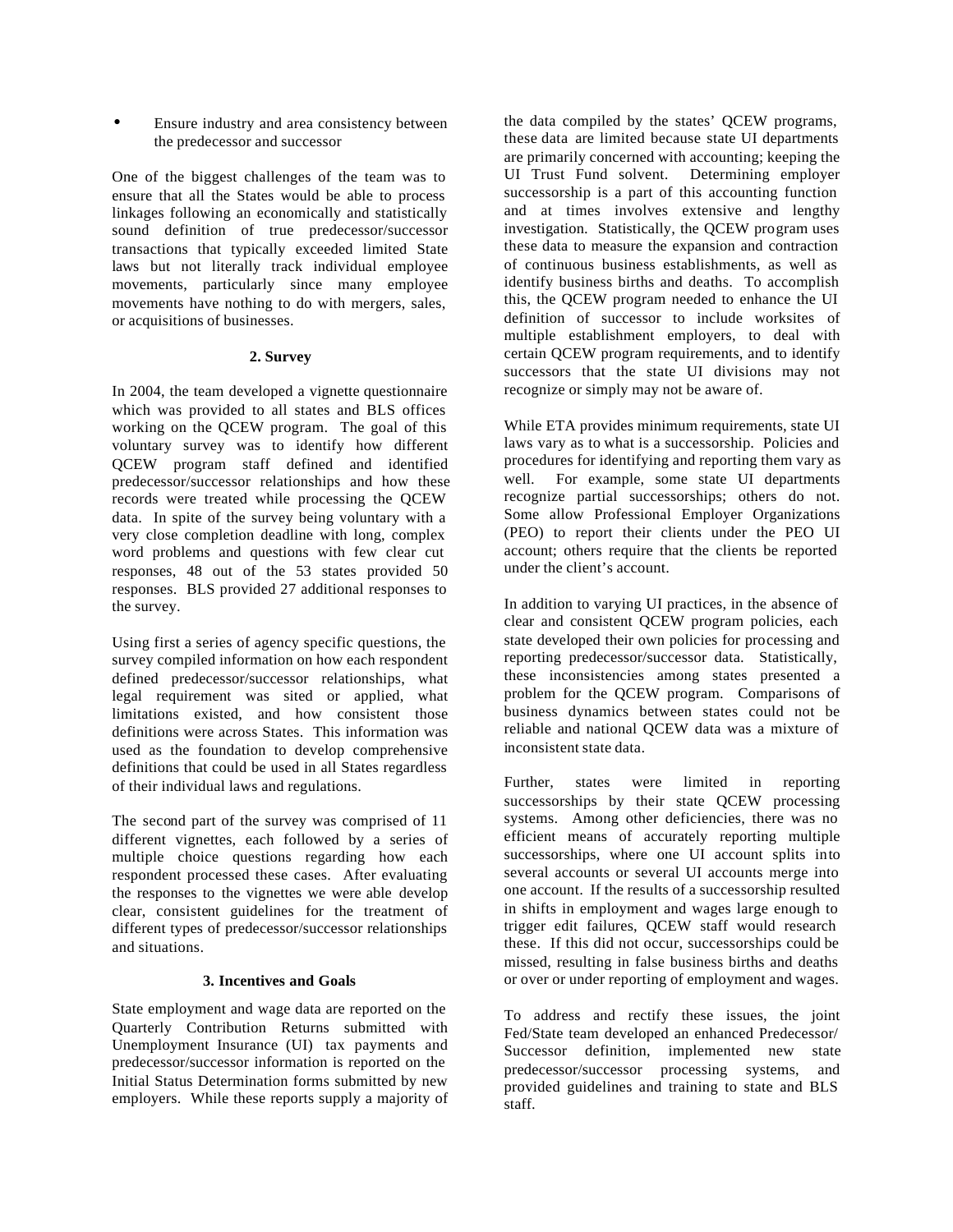- Ensure industry and area consistency between the predecessor and successor

One of the biggest challenges of the team was to ensure that all the States would be able to process linkages following an economically and statistically sound definition of true predecessor/successor transactions that typically exceeded limited State laws but not literally track individual employee movements, particularly since many employee movements have nothing to do with mergers, sales, or acquisitions of businesses.

### 2. Survey

In 2004, the team developed a vignette questionnaire which was provided to all states and BLS offices working on the QCEW program. The goal of this voluntary survey was to identify how different QCEW program staff defined and identified predecessor/successor relationships and how these records were treated while processing the QCEW data. In spite of the survey being voluntary with a very close completion deadline with long, complex word problems and questions with few clear cut responses, 48 out of the 53 states provided 50 responses. BLS provided 27 additional responses to the survey.

Using first a series of agency specific questions, the survey compiled information on how each respondent defined predecessor/successor relationships, what legal requirement was sited or applied, what limitations existed, and how consistent those definitions were across States. This information was used as the foundation to develop comprehensive definitions that could be used in all States regardless of their individual laws and regulations.

The second part of the survey was comprised of 11 different vignettes, each followed by a series of multiple choice questions regarding how each respondent processed these cases. After evaluating the responses to the vignettes we were able develop clear, consistent guidelines for the treatment of different types of predecessor/successor relationships and situations.

### 3. Incentives and Goals

State employment and wage data are reported on the Quarterly Contribution Returns submitted with Unemployment Insurance (UI) tax payments and predecessor/successor information is reported on the Initial Status Determination forms submitted by new employers. While these reports supply a majority of the data compiled by the states' QCEW programs, these data are limited because state UI departments are primarily concerned with accounting; keeping the UI Trust Fund solvent. Determining employer successorship is a part of this accounting function and at times involves extensive and lengthy investigation. Statistically, the QCEW program uses these data to measure the expansion and contraction of continuous business establishments, as well as identify business births and deaths. To accomplish this, the QCEW program needed to enhance the UI definition of successor to include worksites of multiple establishment employers, to deal with certain QCEW program requirements, and to identify successors that the state UI divisions may not recognize or simply may not be aware of.

While ETA provides minimum requirements, state UI laws vary as to what is a successorship. Policies and procedures for identifying and reporting them vary as well. For example, some state UI departments recognize partial successorships; others do not. Some allow Professional Employer Organizations (PEO) to report their clients under the PEO UI account; others require that the clients be reported under the client's account.

In addition to varying UI practices, in the absence of clear and consistent QCEW program policies, each state developed their own policies for processing and reporting predecessor/successor data. Statistically, these inconsistencies among states presented a problem for the QCEW program. Comparisons of business dynamics between states could not be reliable and national QCEW data was a mixture of inconsistent state data.

Further, states were limited in reporting successorships by their state QCEW processing systems. Among other deficiencies, there was no efficient means of accurately reporting multiple successorships, where one UI account splits into several accounts or several UI accounts merge into one account. If the results of a successorship resulted in shifts in employment and wages large enough to trigger edit failures, QCEW staff would research these. If this did not occur, successorships could be missed, resulting in false business births and deaths or over or under reporting of employment and wages.

To address and rectify these issues, the joint Fed/State team developed an enhanced Predecessor/ Successor definition, implemented new state predecessor/successor processing systems, and provided guidelines and training to state and BLS staff.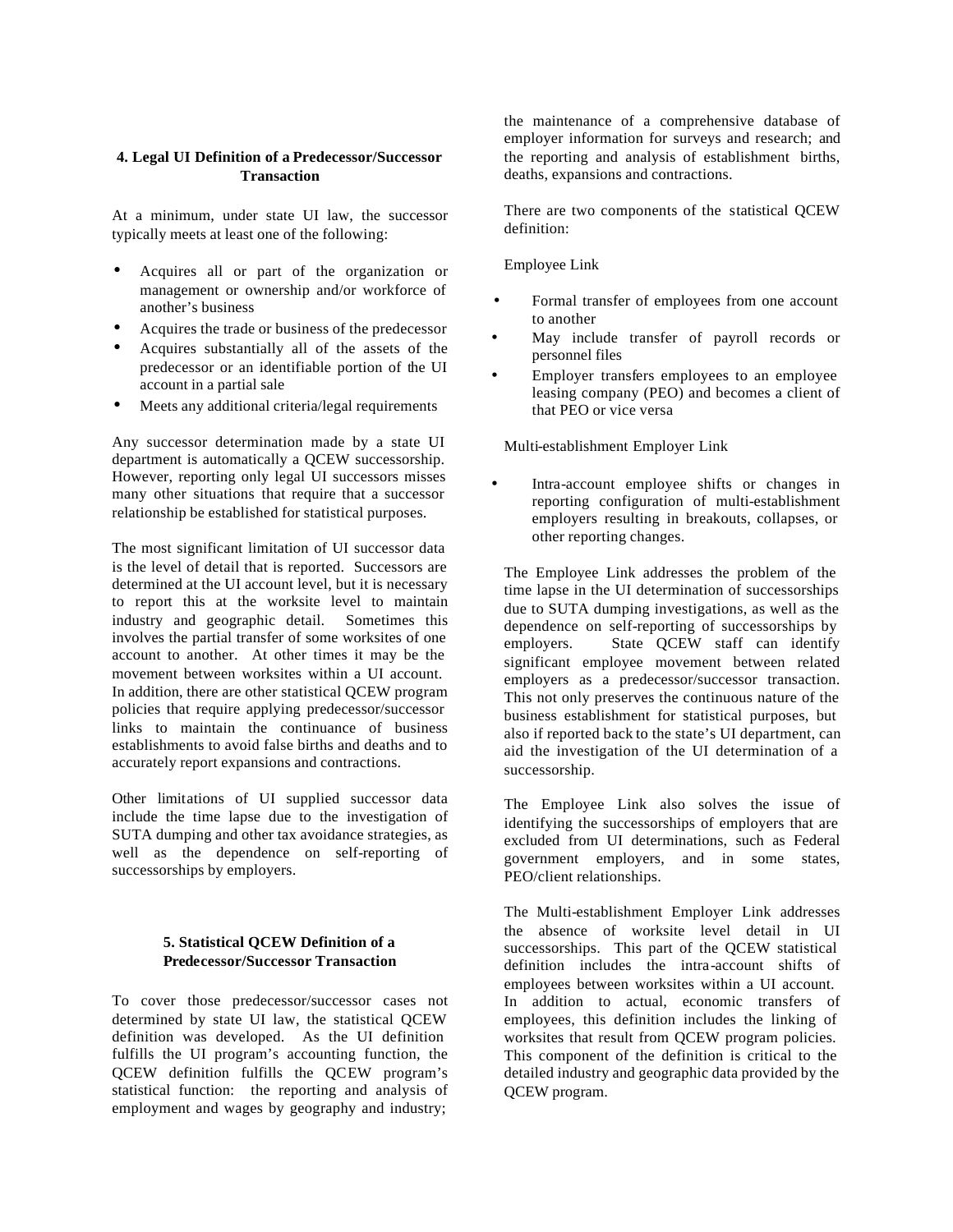## 4. Legal UI Definition of a Predecessor/Successor Transaction

At a minimum, under state UI law, the successor typically meets at least one of the following:

- Acquires all or part of the organization or management or ownership and/or workforce of another's business
- Acquires the trade or business of the predecessor
- Acquires substantially all of the assets of the predecessor or an identifiable portion of the UI account in a partial sale
- Meets any additional criteria/legal requirements

Any successor determination made by a state UI department is automatically a QCEW successorship. However, reporting only legal UI successors misses many other situations that require that a successor relationship be established for statistical purposes.

The most significant limitation of UI successor data is the level of detail that is reported. Successors are determined at the UI account level, but it is necessary to report this at the worksite level to maintain industry and geographic detail. Sometimes this involves the partial transfer of some worksites of one account to another. At other times it may be the movement between worksites within a UI account. In addition, there are other statistical QCEW program policies that require applying predecessor/successor links to maintain the continuance of business establishments to avoid false births and deaths and to accurately report expansions and contractions.

Other limitations of UI supplied successor data include the time lapse due to the investigation of SUTA dumping and other tax avoidance strategies, as well as the dependence on self-reporting of successorships by employers.

## 5. Statistical QCEW Definition of a Predecessor/Successor Transaction

To cover those predecessor/successor cases not determined by state UI law, the statistical QCEW definition was developed. As the UI definition fulfills the UI program's accounting function, the QCEW definition fulfills the QCEW program's statistical function: the reporting and analysis of employment and wages by geography and industry; the maintenance of a comprehensive database of employer information for surveys and research; and the reporting and analysis of establishment births, deaths, expansions and contractions.

There are two components of the statistical QCEW definition:

Employee Link

- Formal transfer of employees from one account to another
- May include transfer of payroll records or personnel files
- Employer transfers employees to an employee leasing company (PEO) and becomes a client of that PEO or vice versa

Multi-establishment Employer Link

- Intra-account employee shifts or changes in reporting configuration of multi-establishment employers resulting in breakouts, collapses, or other reporting changes.

The Employee Link addresses the problem of the time lapse in the UI determination of successorships due to SUTA dumping investigations, as well as the dependence on self-reporting of successorships by employers. State QCEW staff can identify significant employee movement between related employers as a predecessor/successor transaction. This not only preserves the continuous nature of the business establishment for statistical purposes, but also if reported back to the state's UI department, can aid the investigation of the UI determination of a successorship.

The Employee Link also solves the issue of identifying the successorships of employers that are excluded from UI determinations, such as Federal government employers, and in some states, PEO/client relationships.

The Multi-establishment Employer Link addresses the absence of worksite level detail in UI successorships. This part of the QCEW statistical definition includes the intra-account shifts of employees between worksites within a UI account. In addition to actual, economic transfers of employees, this definition includes the linking of worksites that result from QCEW program policies. This component of the definition is critical to the detailed industry and geographic data provided by the QCEW program.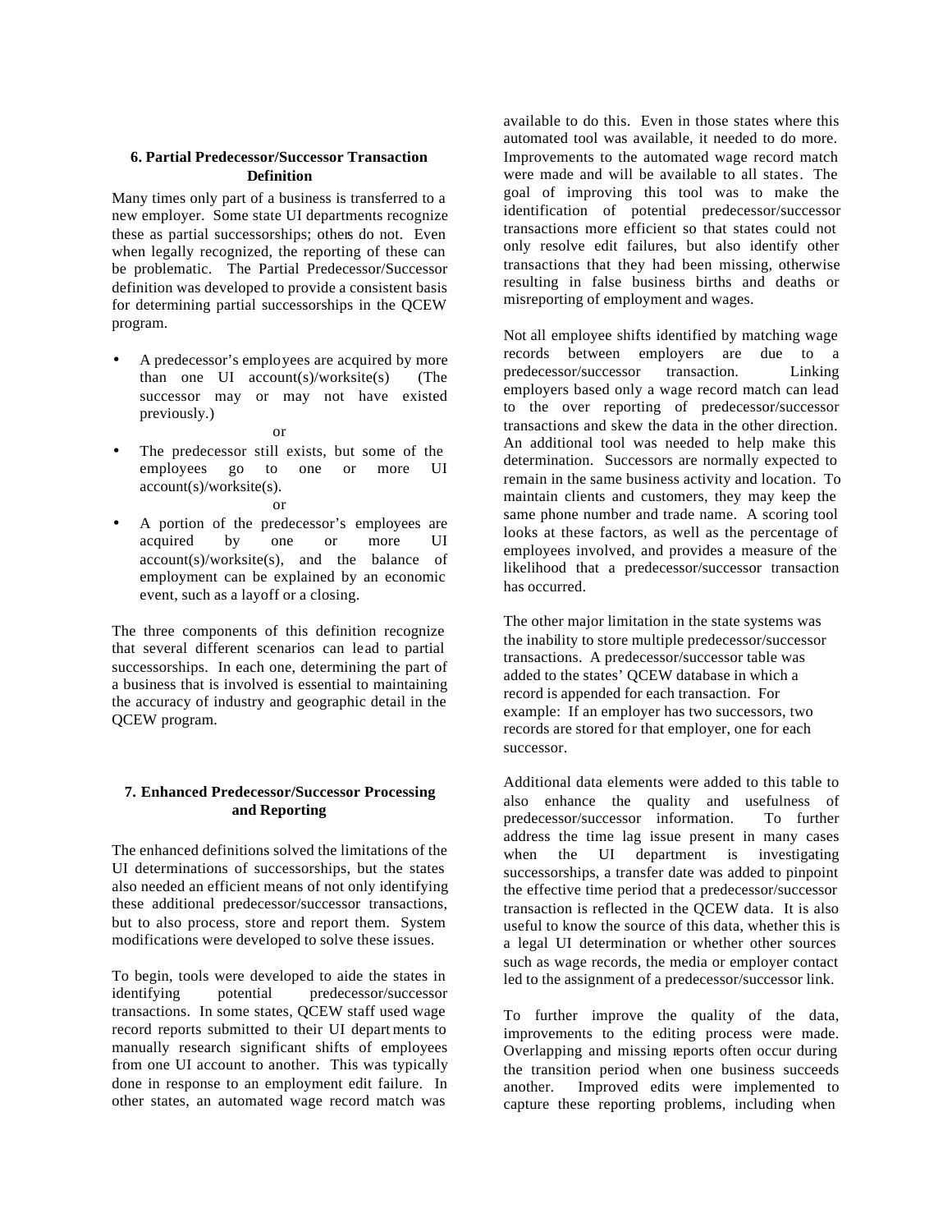### 6. Partial Predecessor/Successor Transaction Definition

Many times only part of a business is transferred to a new employer. Some state UI departments recognize these as partial successorships; others do not. Even when legally recognized, the reporting of these can be problematic. The Partial Predecessor/Successor definition was developed to provide a consistent basis for determining partial successorships in the QCEW program.

- A predecessor's employees are acquired by more than one UI account(s)/worksite(s) (The successor may or may not have existed previously.)

  or

- The predecessor still exists, but some of the employees go to one or more UI account(s)/worksite(s).

  or

- A portion of the predecessor's employees are acquired by one or more UI account(s)/worksite(s), and the balance of employment can be explained by an economic event, such as a layoff or a closing.

The three components of this definition recognize that several different scenarios can lead to partial successorships. In each one, determining the part of a business that is involved is essential to maintaining the accuracy of industry and geographic detail in the QCEW program.

### 7. Enhanced Predecessor/Successor Processing and Reporting

The enhanced definitions solved the limitations of the UI determinations of successorships, but the states also needed an efficient means of not only identifying these additional predecessor/successor transactions, but to also process, store and report them. System modifications were developed to solve these issues.

To begin, tools were developed to aide the states in identifying potential predecessor/successor transactions. In some states, QCEW staff used wage record reports submitted to their UI departments to manually research significant shifts of employees from one UI account to another. This was typically done in response to an employment edit failure. In other states, an automated wage record match was available to do this. Even in those states where this automated tool was available, it needed to do more. Improvements to the automated wage record match were made and will be available to all states. The goal of improving this tool was to make the identification of potential predecessor/successor transactions more efficient so that states could not only resolve edit failures, but also identify other transactions that they had been missing, otherwise resulting in false business births and deaths or misreporting of employment and wages.

Not all employee shifts identified by matching wage records between employers are due to a predecessor/successor transaction. Linking employers based only a wage record match can lead to the over reporting of predecessor/successor transactions and skew the data in the other direction. An additional tool was needed to help make this determination. Successors are normally expected to remain in the same business activity and location. To maintain clients and customers, they may keep the same phone number and trade name. A scoring tool looks at these factors, as well as the percentage of employees involved, and provides a measure of the likelihood that a predecessor/successor transaction has occurred.

The other major limitation in the state systems was the inability to store multiple predecessor/successor transactions. A predecessor/successor table was added to the states' QCEW database in which a record is appended for each transaction. For example: If an employer has two successors, two records are stored for that employer, one for each successor.

Additional data elements were added to this table to also enhance the quality and usefulness of predecessor/successor information. To further address the time lag issue present in many cases when the UI department is investigating successorships, a transfer date was added to pinpoint the effective time period that a predecessor/successor transaction is reflected in the QCEW data. It is also useful to know the source of this data, whether this is a legal UI determination or whether other sources such as wage records, the media or employer contact led to the assignment of a predecessor/successor link.

To further improve the quality of the data, improvements to the editing process were made. Overlapping and missing reports often occur during the transition period when one business succeeds another. Improved edits were implemented to capture these reporting problems, including when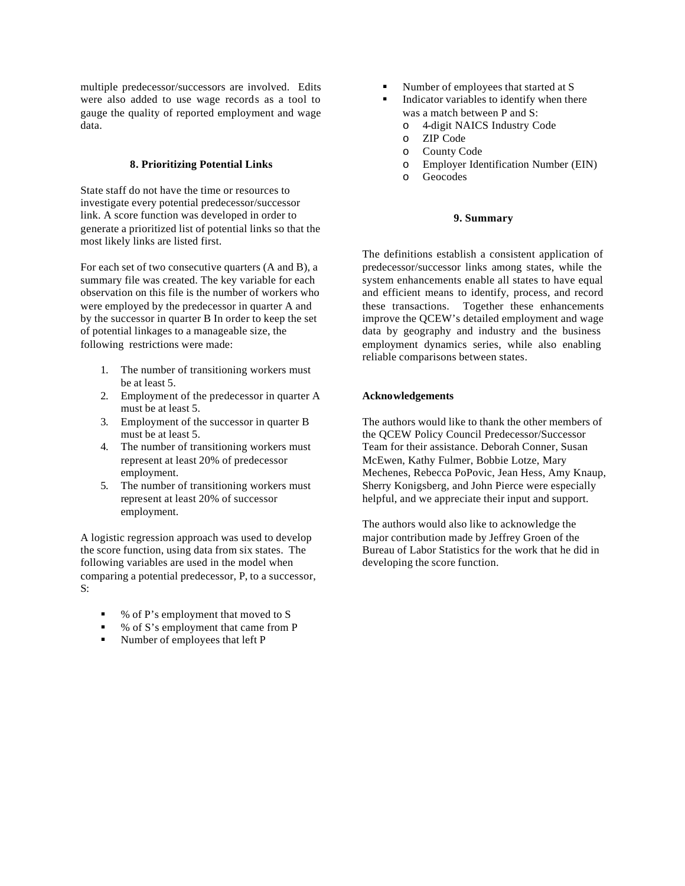multiple predecessor/successors are involved. Edits were also added to use wage records as a tool to gauge the quality of reported employment and wage data.

## 8. Prioritizing Potential Links

State staff do not have the time or resources to investigate every potential predecessor/successor link. A score function was developed in order to generate a prioritized list of potential links so that the most likely links are listed first.

For each set of two consecutive quarters (A and B), a summary file was created. The key variable for each observation on this file is the number of workers who were employed by the predecessor in quarter A and by the successor in quarter B In order to keep the set of potential linkages to a manageable size, the following restrictions were made:

1. The number of transitioning workers must be at least 5.
2. Employment of the predecessor in quarter A must be at least 5.
3. Employment of the successor in quarter B must be at least 5.
4. The number of transitioning workers must represent at least 20% of predecessor employment.
5. The number of transitioning workers must represent at least 20% of successor employment.

A logistic regression approach was used to develop the score function, using data from six states. The following variables are used in the model when comparing a potential predecessor, P, to a successor, S:

- % of P's employment that moved to S
- % of S's employment that came from P
- Number of employees that left P
- Number of employees that started at S
- Indicator variables to identify when there was a match between P and S:
  - 4-digit NAICS Industry Code
  - ZIP Code
  - County Code
  - Employer Identification Number (EIN)
  - Geocodes

## 9. Summary

The definitions establish a consistent application of predecessor/successor links among states, while the system enhancements enable all states to have equal and efficient means to identify, process, and record these transactions. Together these enhancements improve the QCEW's detailed employment and wage data by geography and industry and the business employment dynamics series, while also enabling reliable comparisons between states.

### Acknowledgements

The authors would like to thank the other members of the QCEW Policy Council Predecessor/Successor Team for their assistance. Deborah Conner, Susan McEwen, Kathy Fulmer, Bobbie Lotze, Mary Mechenes, Rebecca PoPovic, Jean Hess, Amy Knaup, Sherry Konigsberg, and John Pierce were especially helpful, and we appreciate their input and support.

The authors would also like to acknowledge the major contribution made by Jeffrey Groen of the Bureau of Labor Statistics for the work that he did in developing the score function.